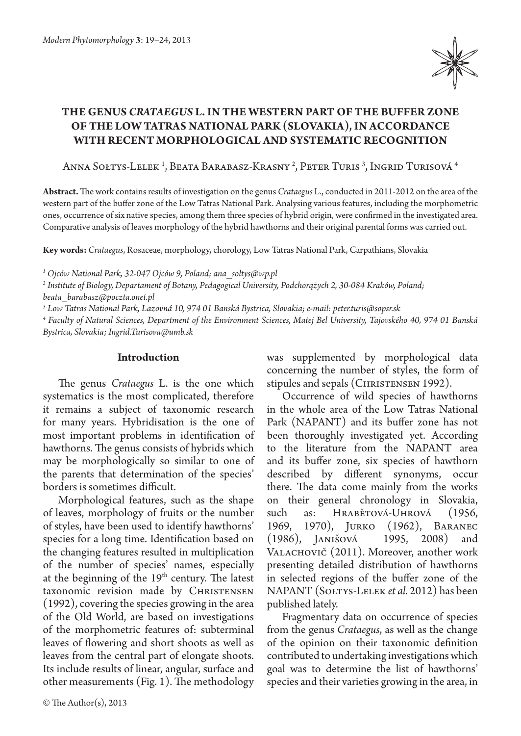# THE GENUS *CRATAEGUS* L. IN THE WESTERN PART OF THE BUFFER ZONE OF THE LOW TATRAS NATIONAL PARK (SLOVAKIA), IN ACCORDANCE WITH RECENT MORPHOLOGICAL AND SYSTEMATIC RECOGNITION

Anna Sołtys-Lelek [1], Beata Barabasz-Krasny [2], Peter Turis [3], Ingrid Turisová [4]

**Abstract.** The work contains results of investigation on the genus *Crataegus* L., conducted in 2011-2012 on the area of the western part of the buffer zone of the Low Tatras National Park. Analysing various features, including the morphometric ones, occurrence of six native species, among them three species of hybrid origin, were confirmed in the investigated area. Comparative analysis of leaves morphology of the hybrid hawthorns and their original parental forms was carried out.

**Key words:** *Crataegus*, Rosaceae, morphology, chorology, Low Tatras National Park, Carpathians, Slovakia

*[1] Ojców National Park, 32-047 Ojców 9, Poland; ana_soltys@wp.pl*

*[2] Institute of Biology, Departament of Botany, Pedagogical University, Podchorążych 2, 30-084 Kraków, Poland; beata_barabasz@poczta.onet.pl*

*[3] Low Tatras National Park, Lazovná 10, 974 01 Banská Bystrica, Slovakia; e-mail: peter.turis@sopsr.sk*

*[4] Faculty of Natural Sciences, Department of the Environment Sciences, Matej Bel University, Tajovského 40, 974 01 Banská Bystrica, Slovakia; Ingrid.Turisova@umb.sk*

## Introduction

The genus *Crataegus* L. is the one which systematics is the most complicated, therefore it remains a subject of taxonomic research for many years. Hybridisation is the one of most important problems in identification of hawthorns. The genus consists of hybrids which may be morphologically so similar to one of the parents that determination of the species' borders is sometimes difficult.

Morphological features, such as the shape of leaves, morphology of fruits or the number of styles, have been used to identify hawthorns' species for a long time. Identification based on the changing features resulted in multiplication of the number of species' names, especially at the beginning of the 19th century. The latest taxonomic revision made by Christensen (1992), covering the species growing in the area of the Old World, are based on investigations of the morphometric features of: subterminal leaves of flowering and short shoots as well as leaves from the central part of elongate shoots. Its include results of linear, angular, surface and other measurements (Fig. 1). The methodology was supplemented by morphological data concerning the number of styles, the form of stipules and sepals (Christensen 1992).

Occurrence of wild species of hawthorns in the whole area of the Low Tatras National Park (NAPANT) and its buffer zone has not been thoroughly investigated yet. According to the literature from the NAPANT area and its buffer zone, six species of hawthorn described by different synonyms, occur there. The data come mainly from the works on their general chronology in Slovakia, such as: Hrabětová-Uhrová (1956, 1969, 1970), Jurko (1962), Baranec (1986), Janišová 1995, 2008) and Valachovič (2011). Moreover, another work presenting detailed distribution of hawthorns in selected regions of the buffer zone of the NAPANT (Sołtys-Lelek *et al.* 2012) has been published lately.

Fragmentary data on occurrence of species from the genus *Crataegus*, as well as the change of the opinion on their taxonomic definition contributed to undertaking investigations which goal was to determine the list of hawthorns' species and their varieties growing in the area, in

© The Author(s), 2013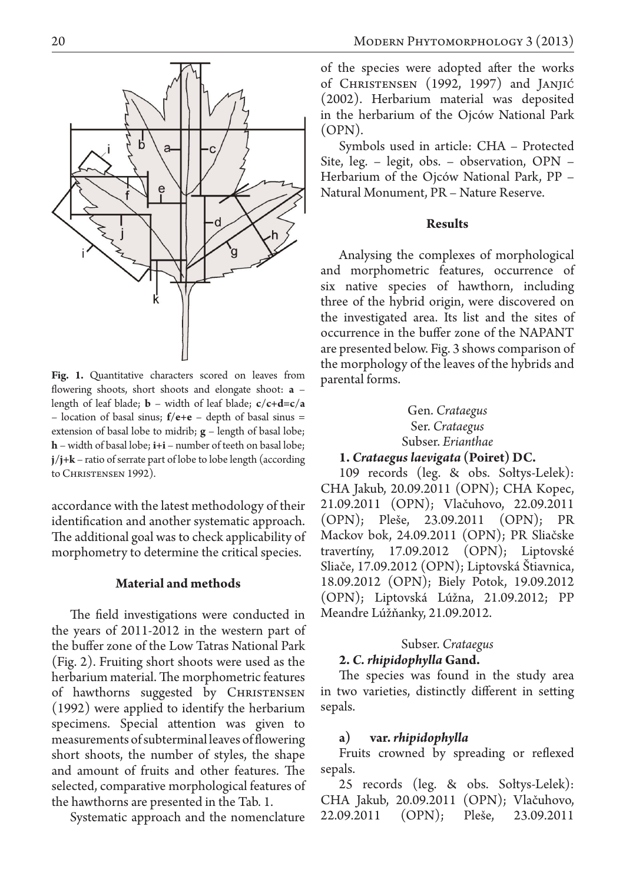**Fig. 1.** Quantitative characters scored on leaves from flowering shoots, short shoots and elongate shoot: **a** – length of leaf blade; **b** – width of leaf blade; **c/c+d=c/a** – location of basal sinus; **f/e+e** – depth of basal sinus = extension of basal lobe to midrib; **g** – length of basal lobe; **h** – width of basal lobe; **i+i** – number of teeth on basal lobe; **j/j+k** – ratio of serrate part of lobe to lobe length (according to Christensen 1992).

accordance with the latest methodology of their identification and another systematic approach. The additional goal was to check applicability of morphometry to determine the critical species.

## Material and methods

The field investigations were conducted in the years of 2011-2012 in the western part of the buffer zone of the Low Tatras National Park (Fig. 2). Fruiting short shoots were used as the herbarium material. The morphometric features of hawthorns suggested by Christensen (1992) were applied to identify the herbarium specimens. Special attention was given to measurements of subterminal leaves of flowering short shoots, the number of styles, the shape and amount of fruits and other features. The selected, comparative morphological features of the hawthorns are presented in the Tab. 1.

Systematic approach and the nomenclature of the species were adopted after the works of Christensen (1992, 1997) and Janjić (2002). Herbarium material was deposited in the herbarium of the Ojców National Park (OPN).

Symbols used in article: CHA – Protected Site, leg. – legit, obs. – observation, OPN – Herbarium of the Ojców National Park, PP – Natural Monument, PR – Nature Reserve.

## Results

Analysing the complexes of morphological and morphometric features, occurrence of six native species of hawthorn, including three of the hybrid origin, were discovered on the investigated area. Its list and the sites of occurrence in the buffer zone of the NAPANT are presented below. Fig. 3 shows comparison of the morphology of the leaves of the hybrids and parental forms.

Gen. *Crataegus*
Ser. *Crataegus*
Subser. *Erianthae*

**1. *Crataegus laevigata* (Poiret) DC.**

109 records (leg. & obs. Sołtys-Lelek): CHA Jakub, 20.09.2011 (OPN); CHA Kopec, 21.09.2011 (OPN); Vlačuhovo, 22.09.2011 (OPN); Pleše, 23.09.2011 (OPN); PR Mackov bok, 24.09.2011 (OPN); PR Sliačske travertíny, 17.09.2012 (OPN); Liptovské Sliače, 17.09.2012 (OPN); Liptovská Štiavnica, 18.09.2012 (OPN); Biely Potok, 19.09.2012 (OPN); Liptovská Lúžna, 21.09.2012; PP Meandre Lúžňanky, 21.09.2012.

Subser. *Crataegus*

**2. *C. rhipidophylla* Gand.**

The species was found in the study area in two varieties, distinctly different in setting sepals.

**a) var. *rhipidophylla***

Fruits crowned by spreading or reflexed sepals.

25 records (leg. & obs. Sołtys-Lelek): CHA Jakub, 20.09.2011 (OPN); Vlačuhovo, 22.09.2011 (OPN); Pleše, 23.09.2011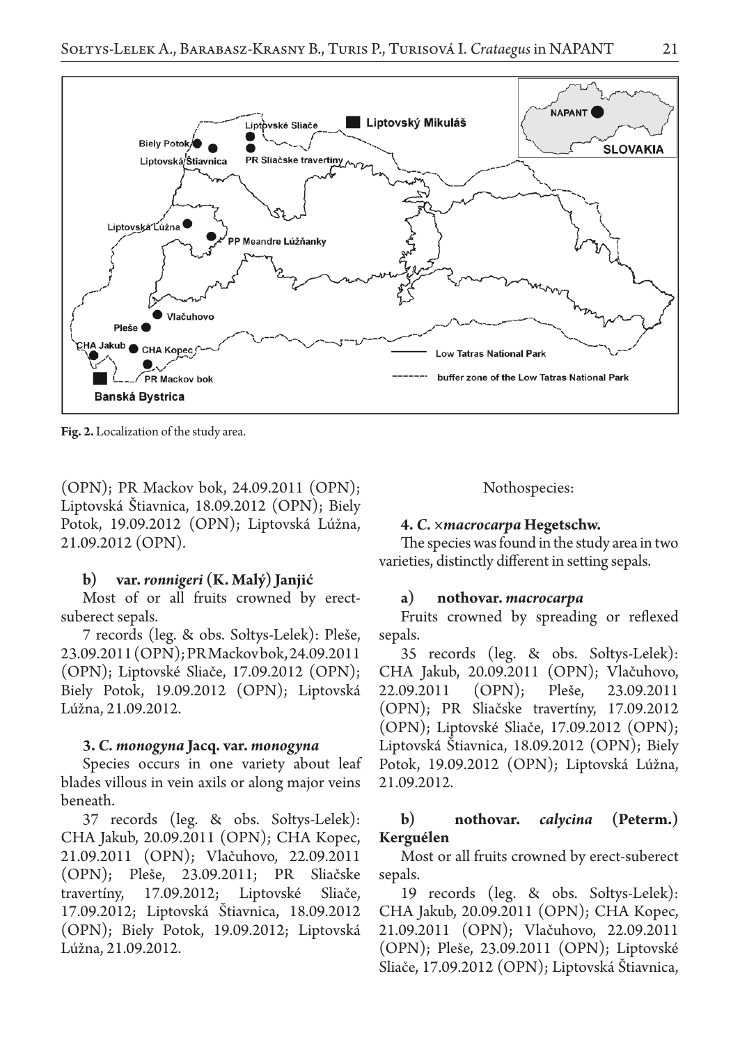Fig. 2. Localization of the study area.

(OPN); PR Mackov bok, 24.09.2011 (OPN); Liptovská Štiavnica, 18.09.2012 (OPN); Biely Potok, 19.09.2012 (OPN); Liptovská Lúžna, 21.09.2012 (OPN).

**b) var. *ronnigeri* (K. Malý) Janjić**

Most of or all fruits crowned by erect-suberect sepals.

7 records (leg. & obs. Sołtys-Lelek): Pleše, 23.09.2011 (OPN); PR Mackov bok, 24.09.2011 (OPN); Liptovské Sliače, 17.09.2012 (OPN); Biely Potok, 19.09.2012 (OPN); Liptovská Lúžna, 21.09.2012.

**3. *C. monogyna* Jacq. var. *monogyna***

Species occurs in one variety about leaf blades villous in vein axils or along major veins beneath.

37 records (leg. & obs. Sołtys-Lelek): CHA Jakub, 20.09.2011 (OPN); CHA Kopec, 21.09.2011 (OPN); Vlačuhovo, 22.09.2011 (OPN); Pleše, 23.09.2011; PR Sliačske travertíny, 17.09.2012; Liptovské Sliače, 17.09.2012; Liptovská Štiavnica, 18.09.2012 (OPN); Biely Potok, 19.09.2012; Liptovská Lúžna, 21.09.2012.

Nothospecies:

**4. *C.* ×*macrocarpa* Hegetschw.**

The species was found in the study area in two varieties, distinctly different in setting sepals.

**a) nothovar. *macrocarpa***

Fruits crowned by spreading or reflexed sepals.

35 records (leg. & obs. Sołtys-Lelek): CHA Jakub, 20.09.2011 (OPN); Vlačuhovo, 22.09.2011 (OPN); Pleše, 23.09.2011 (OPN); PR Sliačske travertíny, 17.09.2012 (OPN); Liptovské Sliače, 17.09.2012 (OPN); Liptovská Štiavnica, 18.09.2012 (OPN); Biely Potok, 19.09.2012 (OPN); Liptovská Lúžna, 21.09.2012.

**b) nothovar. *calycina* (Peterm.) Kerguélen**

Most or all fruits crowned by erect-suberect sepals.

19 records (leg. & obs. Sołtys-Lelek): CHA Jakub, 20.09.2011 (OPN); CHA Kopec, 21.09.2011 (OPN); Vlačuhovo, 22.09.2011 (OPN); Pleše, 23.09.2011 (OPN); Liptovské Sliače, 17.09.2012 (OPN); Liptovská Štiavnica,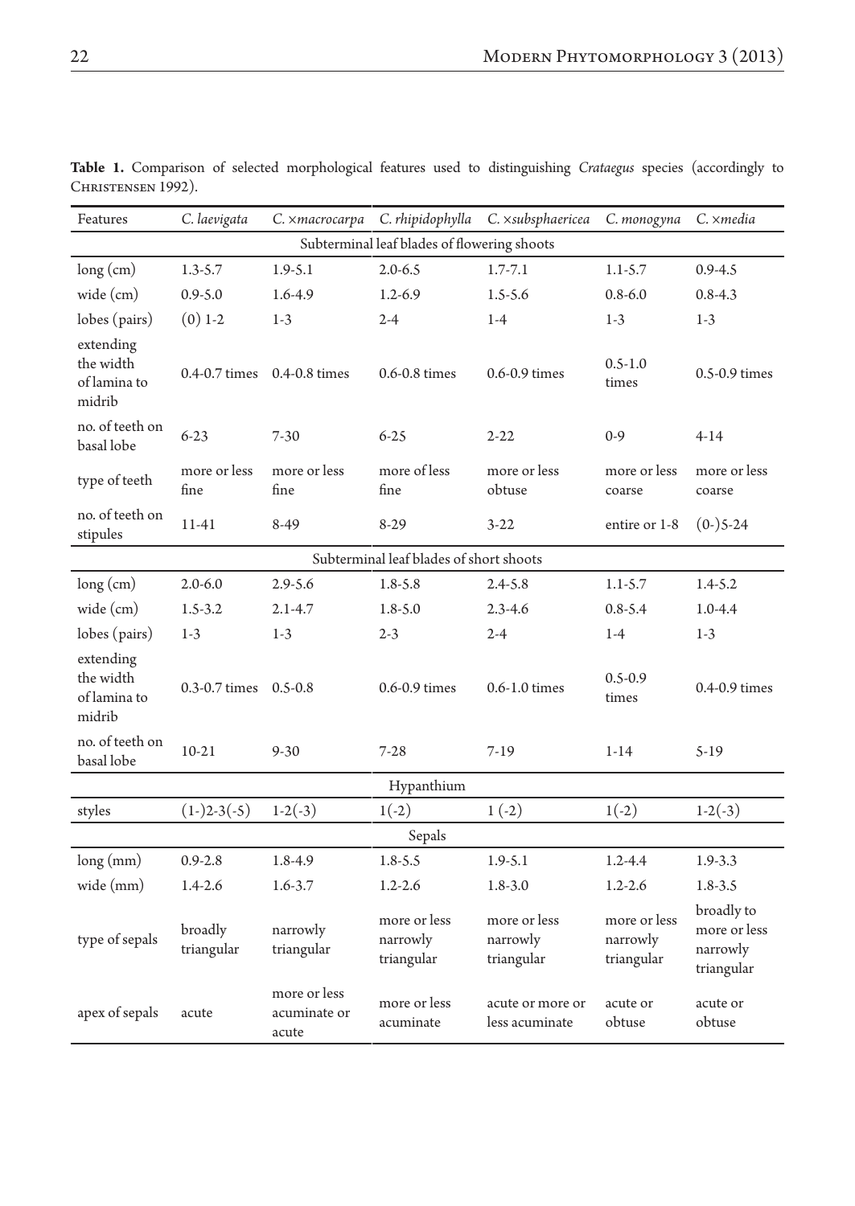**Table 1.** Comparison of selected morphological features used to distinguishing *Crataegus* species (accordingly to Christensen 1992).

| Features | *C. laevigata* | *C. ×macrocarpa* | *C. rhipidophylla* | *C. ×subsphaericea* | *C. monogyna* | *C. ×media* |
|---|---|---|---|---|---|---|
| Subterminal leaf blades of flowering shoots | | | | | | |
| long (cm) | 1.3-5.7 | 1.9-5.1 | 2.0-6.5 | 1.7-7.1 | 1.1-5.7 | 0.9-4.5 |
| wide (cm) | 0.9-5.0 | 1.6-4.9 | 1.2-6.9 | 1.5-5.6 | 0.8-6.0 | 0.8-4.3 |
| lobes (pairs) | (0) 1-2 | 1-3 | 2-4 | 1-4 | 1-3 | 1-3 |
| extending the width of lamina to midrib | 0.4-0.7 times | 0.4-0.8 times | 0.6-0.8 times | 0.6-0.9 times | 0.5-1.0 times | 0.5-0.9 times |
| no. of teeth on basal lobe | 6-23 | 7-30 | 6-25 | 2-22 | 0-9 | 4-14 |
| type of teeth | more or less fine | more or less fine | more of less fine | more or less obtuse | more or less coarse | more or less coarse |
| no. of teeth on stipules | 11-41 | 8-49 | 8-29 | 3-22 | entire or 1-8 | (0-)5-24 |
| Subterminal leaf blades of short shoots | | | | | | |
| long (cm) | 2.0-6.0 | 2.9-5.6 | 1.8-5.8 | 2.4-5.8 | 1.1-5.7 | 1.4-5.2 |
| wide (cm) | 1.5-3.2 | 2.1-4.7 | 1.8-5.0 | 2.3-4.6 | 0.8-5.4 | 1.0-4.4 |
| lobes (pairs) | 1-3 | 1-3 | 2-3 | 2-4 | 1-4 | 1-3 |
| extending the width of lamina to midrib | 0.3-0.7 times | 0.5-0.8 | 0.6-0.9 times | 0.6-1.0 times | 0.5-0.9 times | 0.4-0.9 times |
| no. of teeth on basal lobe | 10-21 | 9-30 | 7-28 | 7-19 | 1-14 | 5-19 |
| Hypanthium | | | | | | |
| styles | (1-)2-3(-5) | 1-2(-3) | 1(-2) | 1 (-2) | 1(-2) | 1-2(-3) |
| Sepals | | | | | | |
| long (mm) | 0.9-2.8 | 1.8-4.9 | 1.8-5.5 | 1.9-5.1 | 1.2-4.4 | 1.9-3.3 |
| wide (mm) | 1.4-2.6 | 1.6-3.7 | 1.2-2.6 | 1.8-3.0 | 1.2-2.6 | 1.8-3.5 |
| type of sepals | broadly triangular | narrowly triangular | more or less narrowly triangular | more or less narrowly triangular | more or less narrowly triangular | broadly to more or less narrowly triangular |
| apex of sepals | acute | more or less acuminate or acute | more or less acuminate | acute or more or less acuminate | acute or obtuse | acute or obtuse |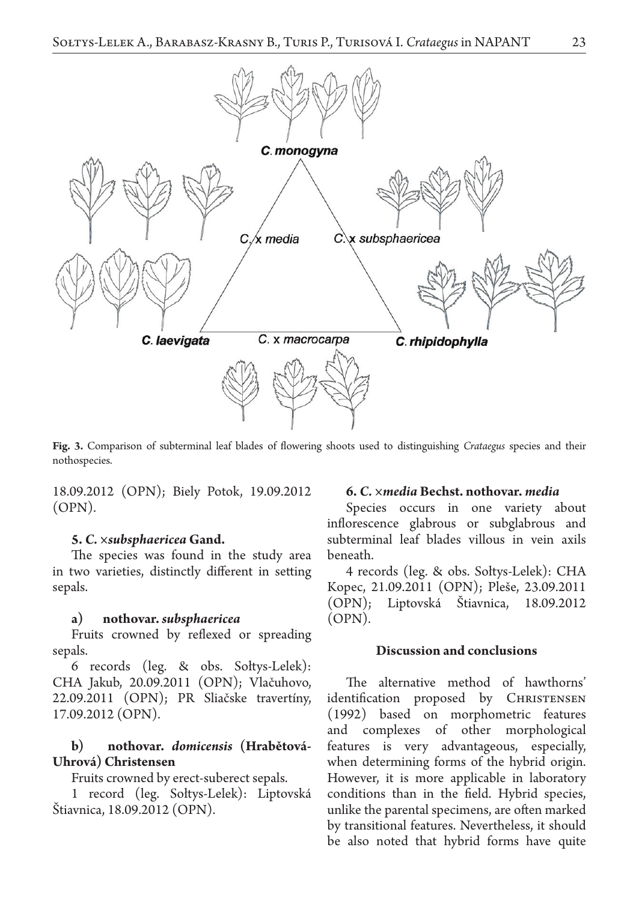**Fig. 3.** Comparison of subterminal leaf blades of flowering shoots used to distinguishing *Crataegus* species and their nothospecies.

18.09.2012 (OPN); Biely Potok, 19.09.2012 (OPN).

#### 5. *C.* ×*subsphaericea* Gand.

The species was found in the study area in two varieties, distinctly different in setting sepals.

##### a) nothovar. *subsphaericea*

Fruits crowned by reflexed or spreading sepals.

6 records (leg. & obs. Sołtys-Lelek): CHA Jakub, 20.09.2011 (OPN); Vlačuhovo, 22.09.2011 (OPN); PR Sliačske travertíny, 17.09.2012 (OPN).

##### b) nothovar. *domicensis* (Hrabětová-Uhrová) Christensen

Fruits crowned by erect-suberect sepals.

1 record (leg. Sołtys-Lelek): Liptovská Štiavnica, 18.09.2012 (OPN).

#### 6. *C.* ×*media* Bechst. nothovar. *media*

Species occurs in one variety about inflorescence glabrous or subglabrous and subterminal leaf blades villous in vein axils beneath.

4 records (leg. & obs. Sołtys-Lelek): CHA Kopec, 21.09.2011 (OPN); Pleše, 23.09.2011 (OPN); Liptovská Štiavnica, 18.09.2012 (OPN).

## Discussion and conclusions

The alternative method of hawthorns' identification proposed by Christensen (1992) based on morphometric features and complexes of other morphological features is very advantageous, especially, when determining forms of the hybrid origin. However, it is more applicable in laboratory conditions than in the field. Hybrid species, unlike the parental specimens, are often marked by transitional features. Nevertheless, it should be also noted that hybrid forms have quite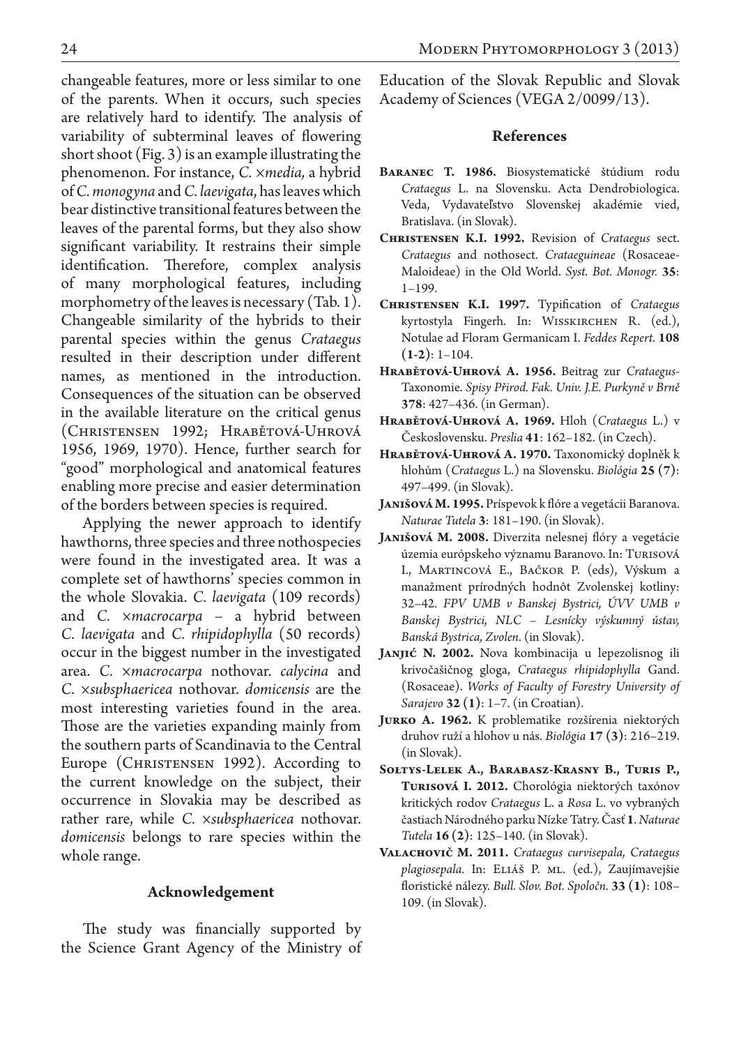changeable features, more or less similar to one of the parents. When it occurs, such species are relatively hard to identify. The analysis of variability of subterminal leaves of flowering short shoot (Fig. 3) is an example illustrating the phenomenon. For instance, *C.* ×*media*, a hybrid of *C. monogyna* and *C. laevigata*, has leaves which bear distinctive transitional features between the leaves of the parental forms, but they also show significant variability. It restrains their simple identification. Therefore, complex analysis of many morphological features, including morphometry of the leaves is necessary (Tab. 1). Changeable similarity of the hybrids to their parental species within the genus *Crataegus* resulted in their description under different names, as mentioned in the introduction. Consequences of the situation can be observed in the available literature on the critical genus (Christensen 1992; Hrabětová-Uhrová 1956, 1969, 1970). Hence, further search for "good" morphological and anatomical features enabling more precise and easier determination of the borders between species is required.

Applying the newer approach to identify hawthorns, three species and three nothospecies were found in the investigated area. It was a complete set of hawthorns' species common in the whole Slovakia. *C. laevigata* (109 records) and *C.* ×*macrocarpa* – a hybrid between *C. laevigata* and *C. rhipidophylla* (50 records) occur in the biggest number in the investigated area. *C.* ×*macrocarpa* nothovar. *calycina* and *C.* ×*subsphaericea* nothovar. *domicensis* are the most interesting varieties found in the area. Those are the varieties expanding mainly from the southern parts of Scandinavia to the Central Europe (Christensen 1992). According to the current knowledge on the subject, their occurrence in Slovakia may be described as rather rare, while *C.* ×*subsphaericea* nothovar. *domicensis* belongs to rare species within the whole range.

## Acknowledgement

The study was financially supported by the Science Grant Agency of the Ministry of Education of the Slovak Republic and Slovak Academy of Sciences (VEGA 2/0099/13).

## References

**Baranec T. 1986.** Biosystematické štúdium rodu *Crataegus* L. na Slovensku. Acta Dendrobiologica. Veda, Vydavateľstvo Slovenskej akadémie vied, Bratislava. (in Slovak).

**Christensen K.I. 1992.** Revision of *Crataegus* sect. *Crataegus* and nothosect. *Crataeguineae* (Rosaceae-Maloideae) in the Old World. *Syst. Bot. Monogr.* **35**: 1–199.

**Christensen K.I. 1997.** Typification of *Crataegus* kyrtostyla Fingerh. In: Wisskirchen R. (ed.), Notulae ad Floram Germanicam I. *Feddes Repert.* **108 (1-2)**: 1–104.

**Hrabětová-Uhrová A. 1956.** Beitrag zur *Crataegus*-Taxonomie. *Spisy Přirod. Fak. Univ. J.E. Purkyně v Brně* **378**: 427–436. (in German).

**Hrabětová-Uhrová A. 1969.** Hloh (*Crataegus* L.) v Československu. *Preslia* **41**: 162–182. (in Czech).

**Hrabětová-Uhrová A. 1970.** Taxonomický doplněk k hlohům (*Crataegus* L.) na Slovensku. *Biológia* **25 (7)**: 497–499. (in Slovak).

**Janišová M. 1995.** Príspevok k flóre a vegetácii Baranova. *Naturae Tutela* **3**: 181–190. (in Slovak).

**Janišová M. 2008.** Diverzita nelesnej flóry a vegetácie územia európskeho významu Baranovo. In: Turisová I., Martincová E., Bačkor P. (eds), Výskum a manažment prírodných hodnôt Zvolenskej kotliny: 32–42. *FPV UMB v Banskej Bystrici, ÚVV UMB v Banskej Bystrici, NLC – Lesnícky výskumný ústav, Banská Bystrica, Zvolen*. (in Slovak).

**Janjić N. 2002.** Nova kombinacija u lepezolisnog ili krivočašičnog gloga, *Crataegus rhipidophylla* Gand. (Rosaceae). *Works of Faculty of Forestry University of Sarajevo* **32 (1)**: 1–7. (in Croatian).

**Jurko A. 1962.** K problematike rozšírenia niektorých druhov ruží a hlohov u nás. *Biológia* **17 (3)**: 216–219. (in Slovak).

**Sołtys-Lelek A., Barabasz-Krasny B., Turis P., Turisová I. 2012.** Chorológia niektorých taxónov kritických rodov *Crataegus* L. a *Rosa* L. vo vybraných častiach Národného parku Nízke Tatry. Časť **1**. *Naturae Tutela* **16 (2)**: 125–140. (in Slovak).

**Valachovič M. 2011.** *Crataegus curvisepala, Crataegus plagiosepala.* In: Eliáš P. ml. (ed.), Zaujímavejšie floristické nálezy. *Bull. Slov. Bot. Spoločn.* **33 (1)**: 108–109. (in Slovak).